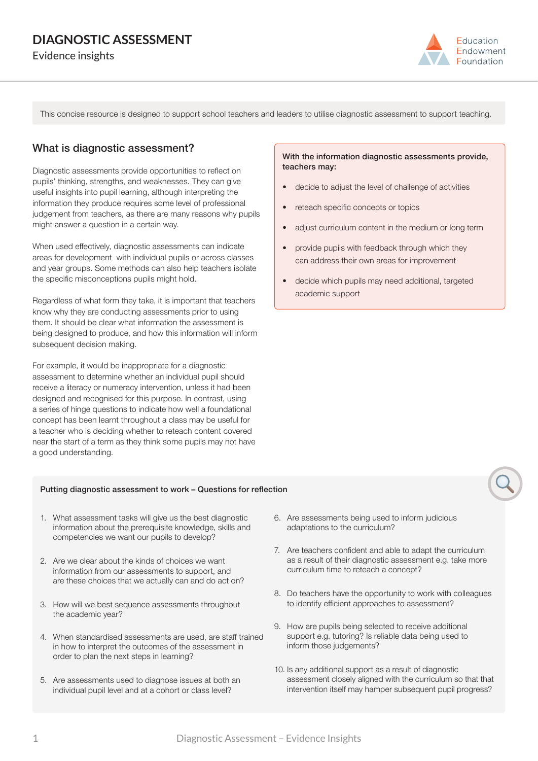# DIAGNOSTIC ASSESSMENT

Evidence insights

Education Endowment Foundation

This concise resource is designed to support school teachers and leaders to utilise diagnostic assessment to support teaching.

## What is diagnostic assessment?

Diagnostic assessments provide opportunities to reflect on pupils' thinking, strengths, and weaknesses. They can give useful insights into pupil learning, although interpreting the information they produce requires some level of professional judgement from teachers, as there are many reasons why pupils might answer a question in a certain way.

When used effectively, diagnostic assessments can indicate areas for development with individual pupils or across classes and year groups. Some methods can also help teachers isolate the specific misconceptions pupils might hold.

Regardless of what form they take, it is important that teachers know why they are conducting assessments prior to using them. It should be clear what information the assessment is being designed to produce, and how this information will inform subsequent decision making.

For example, it would be inappropriate for a diagnostic assessment to determine whether an individual pupil should receive a literacy or numeracy intervention, unless it had been designed and recognised for this purpose. In contrast, using a series of hinge questions to indicate how well a foundational concept has been learnt throughout a class may be useful for a teacher who is deciding whether to reteach content covered near the start of a term as they think some pupils may not have a good understanding.

**With the information diagnostic assessments provide, teachers may:**

- decide to adjust the level of challenge of activities
- reteach specific concepts or topics
- adjust curriculum content in the medium or long term
- provide pupils with feedback through which they can address their own areas for improvement
- decide which pupils may need additional, targeted academic support

**Putting diagnostic assessment to work – Questions for reflection**

1. What assessment tasks will give us the best diagnostic information about the prerequisite knowledge, skills and competencies we want our pupils to develop?
2. Are we clear about the kinds of choices we want information from our assessments to support, and are these choices that we actually can and do act on?
3. How will we best sequence assessments throughout the academic year?
4. When standardised assessments are used, are staff trained in how to interpret the outcomes of the assessment in order to plan the next steps in learning?
5. Are assessments used to diagnose issues at both an individual pupil level and at a cohort or class level?
6. Are assessments being used to inform judicious adaptations to the curriculum?
7. Are teachers confident and able to adapt the curriculum as a result of their diagnostic assessment e.g. take more curriculum time to reteach a concept?
8. Do teachers have the opportunity to work with colleagues to identify efficient approaches to assessment?
9. How are pupils being selected to receive additional support e.g. tutoring? Is reliable data being used to inform those judgements?
10. Is any additional support as a result of diagnostic assessment closely aligned with the curriculum so that that intervention itself may hamper subsequent pupil progress?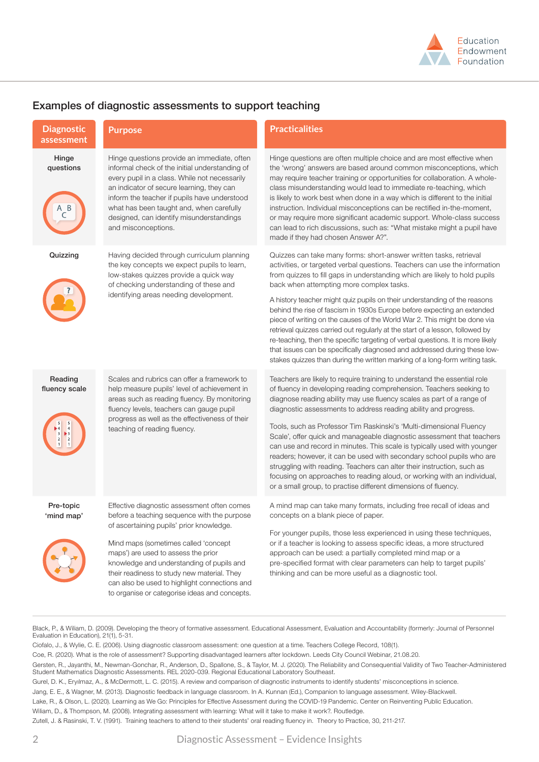## Examples of diagnostic assessments to support teaching

| Diagnostic assessment | Purpose | Practicalities |
|---|---|---|
| Hinge questions | Hinge questions provide an immediate, often informal check of the initial understanding of every pupil in a class. While not necessarily an indicator of secure learning, they can inform the teacher if pupils have understood what has been taught and, when carefully designed, can identify misunderstandings and misconceptions. | Hinge questions are often multiple choice and are most effective when the 'wrong' answers are based around common misconceptions, which may require teacher training or opportunities for collaboration. A whole-class misunderstanding would lead to immediate re-teaching, which is likely to work best when done in a way which is different to the initial instruction. Individual misconceptions can be rectified in-the-moment, or may require more significant academic support. Whole-class success can lead to rich discussions, such as: "What mistake might a pupil have made if they had chosen Answer A?". |
| Quizzing | Having decided through curriculum planning the key concepts we expect pupils to learn, low-stakes quizzes provide a quick way of checking understanding of these and identifying areas needing development. | Quizzes can take many forms: short-answer written tasks, retrieval activities, or targeted verbal questions. Teachers can use the information from quizzes to fill gaps in understanding which are likely to hold pupils back when attempting more complex tasks.<br><br>A history teacher might quiz pupils on their understanding of the reasons behind the rise of fascism in 1930s Europe before expecting an extended piece of writing on the causes of the World War 2. This might be done via retrieval quizzes carried out regularly at the start of a lesson, followed by re-teaching, then the specific targeting of verbal questions. It is more likely that issues can be specifically diagnosed and addressed during these low-stakes quizzes than during the written marking of a long-form writing task. |
| Reading fluency scale | Scales and rubrics can offer a framework to help measure pupils' level of achievement in areas such as reading fluency. By monitoring fluency levels, teachers can gauge pupil progress as well as the effectiveness of their teaching of reading fluency. | Teachers are likely to require training to understand the essential role of fluency in developing reading comprehension. Teachers seeking to diagnose reading ability may use fluency scales as part of a range of diagnostic assessments to address reading ability and progress.<br><br>Tools, such as Professor Tim Raskinski's 'Multi-dimensional Fluency Scale', offer quick and manageable diagnostic assessment that teachers can use and record in minutes. This scale is typically used with younger readers; however, it can be used with secondary school pupils who are struggling with reading. Teachers can alter their instruction, such as focusing on approaches to reading aloud, or working with an individual, or a small group, to practise different dimensions of fluency. |
| Pre-topic 'mind map' | Effective diagnostic assessment often comes before a teaching sequence with the purpose of ascertaining pupils' prior knowledge.<br><br>Mind maps (sometimes called 'concept maps') are used to assess the prior knowledge and understanding of pupils and their readiness to study new material. They can also be used to highlight connections and to organise or categorise ideas and concepts. | A mind map can take many formats, including free recall of ideas and concepts on a blank piece of paper.<br><br>For younger pupils, those less experienced in using these techniques, or if a teacher is looking to assess specific ideas, a more structured approach can be used: a partially completed mind map or a pre-specified format with clear parameters can help to target pupils' thinking and can be more useful as a diagnostic tool. |

Black, P., & Wiliam, D. (2009). Developing the theory of formative assessment. Educational Assessment, Evaluation and Accountability (formerly: Journal of Personnel Evaluation in Education), 21(1), 5-31.

Ciofalo, J., & Wylie, C. E. (2006). Using diagnostic classroom assessment: one question at a time. Teachers College Record, 108(1).

Coe, R. (2020). What is the role of assessment? Supporting disadvantaged learners after lockdown. Leeds City Council Webinar, 21.08.20.

Gersten, R., Jayanthi, M., Newman-Gonchar, R., Anderson, D., Spallone, S., & Taylor, M. J. (2020). The Reliability and Consequential Validity of Two Teacher-Administered Student Mathematics Diagnostic Assessments. REL 2020-039. Regional Educational Laboratory Southeast.

Gurel, D. K., Eryılmaz, A., & McDermott, L. C. (2015). A review and comparison of diagnostic instruments to identify students' misconceptions in science.

Jang, E. E., & Wagner, M. (2013). Diagnostic feedback in language classroom. In A. Kunnan (Ed.), Companion to language assessment. Wiley-Blackwell.

Lake, R., & Olson, L. (2020). Learning as We Go: Principles for Effective Assessment during the COVID-19 Pandemic. Center on Reinventing Public Education.

Wiliam, D., & Thompson, M. (2008). Integrating assessment with learning: What will it take to make it work?. Routledge.

Zutell, J. & Rasinski, T. V. (1991). Training teachers to attend to their students' oral reading fluency in. Theory to Practice, 30, 211-217.